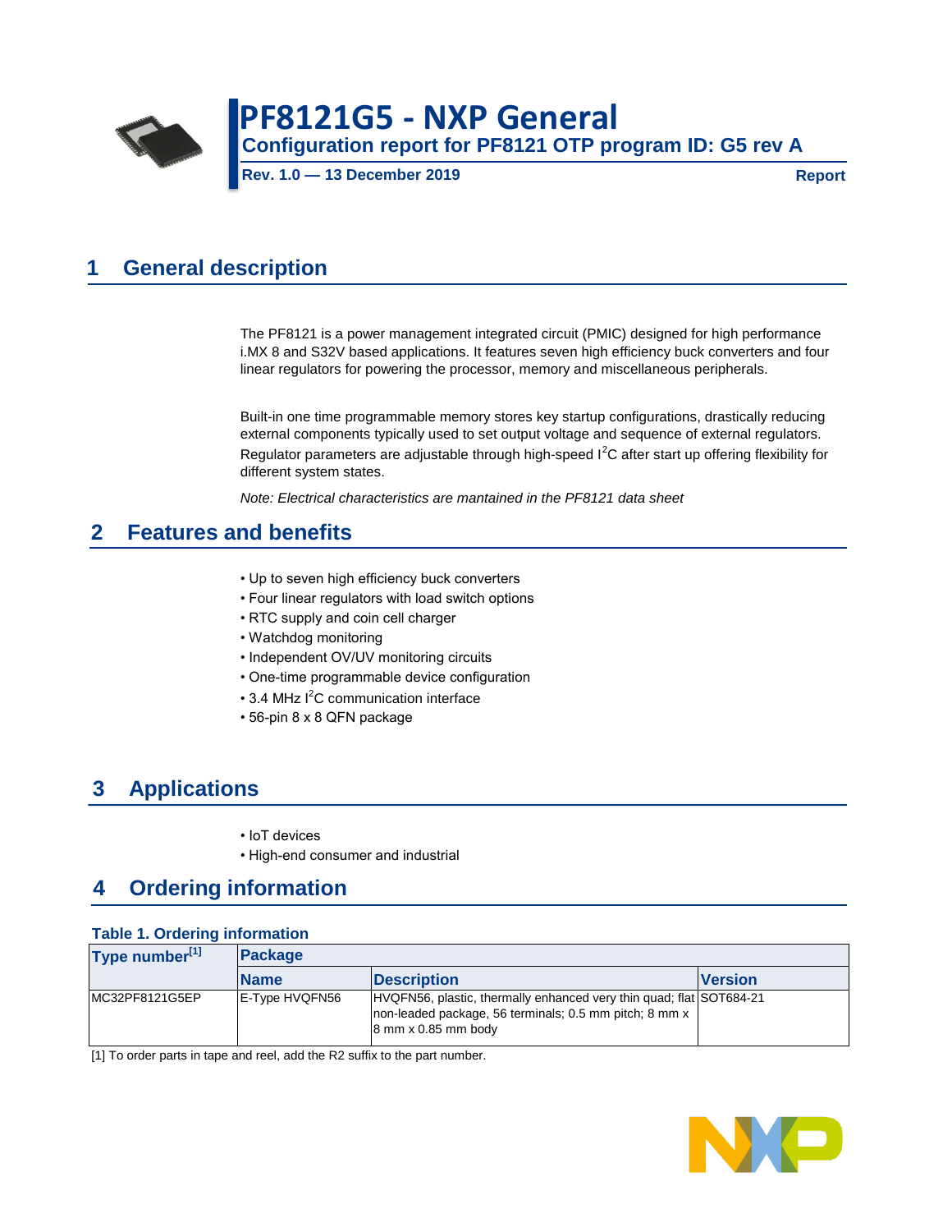# PF8121G5 - NXP General

## Configuration report for PF8121 OTP program ID: G5 rev A

**Rev. 1.0 — 13 December 2019** **Report**

## 1 General description

The PF8121 is a power management integrated circuit (PMIC) designed for high performance i.MX 8 and S32V based applications. It features seven high efficiency buck converters and four linear regulators for powering the processor, memory and miscellaneous peripherals.

Built-in one time programmable memory stores key startup configurations, drastically reducing external components typically used to set output voltage and sequence of external regulators. Regulator parameters are adjustable through high-speed $I^2C$ after start up offering flexibility for different system states.

*Note: Electrical characteristics are mantained in the PF8121 data sheet*

## 2 Features and benefits

- Up to seven high efficiency buck converters
- Four linear regulators with load switch options
- RTC supply and coin cell charger
- Watchdog monitoring
- Independent OV/UV monitoring circuits
- One-time programmable device configuration
- 3.4 MHz $I^2C$ communication interface
- 56-pin 8 x 8 QFN package

## 3 Applications

- IoT devices
- High-end consumer and industrial

## 4 Ordering information

**Table 1. Ordering information**

| Type number[1] | Package | | |
|---|---|---|---|
| | Name | Description | Version |
| MC32PF8121G5EP | E-Type HVQFN56 | HVQFN56, plastic, thermally enhanced very thin quad; flat non-leaded package, 56 terminals; 0.5 mm pitch; 8 mm x 8 mm x 0.85 mm body | SOT684-21 |

[1] To order parts in tape and reel, add the R2 suffix to the part number.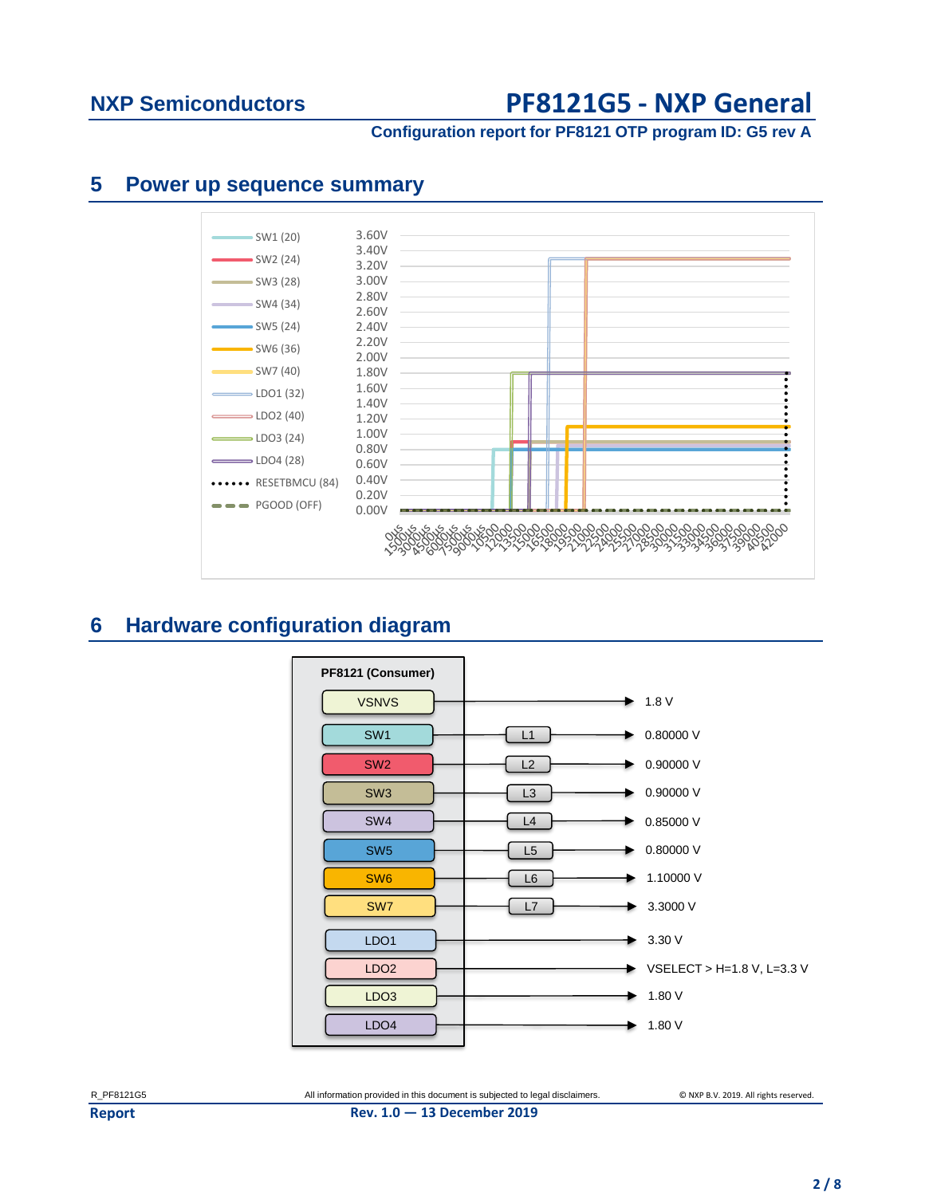## 5 Power up sequence summary

SW1 (20)
SW2 (24)
SW3 (28)
SW4 (34)
SW5 (24)
SW6 (36)
SW7 (40)
LDO1 (32)
LDO2 (40)
LDO3 (24)
LDO4 (28)
RESETBMCU (84)
PGOOD (OFF)

## 6 Hardware configuration diagram

PF8121 (Consumer)

| Output | Inductor | Voltage |
|---|---|---|
| VSNVS | | 1.8 V |
| SW1 | L1 | 0.80000 V |
| SW2 | L2 | 0.90000 V |
| SW3 | L3 | 0.90000 V |
| SW4 | L4 | 0.85000 V |
| SW5 | L5 | 0.80000 V |
| SW6 | L6 | 1.10000 V |
| SW7 | L7 | 3.3000 V |
| LDO1 | | 3.30 V |
| LDO2 | | VSELECT > H=1.8 V, L=3.3 V |
| LDO3 | | 1.80 V |
| LDO4 | | 1.80 V |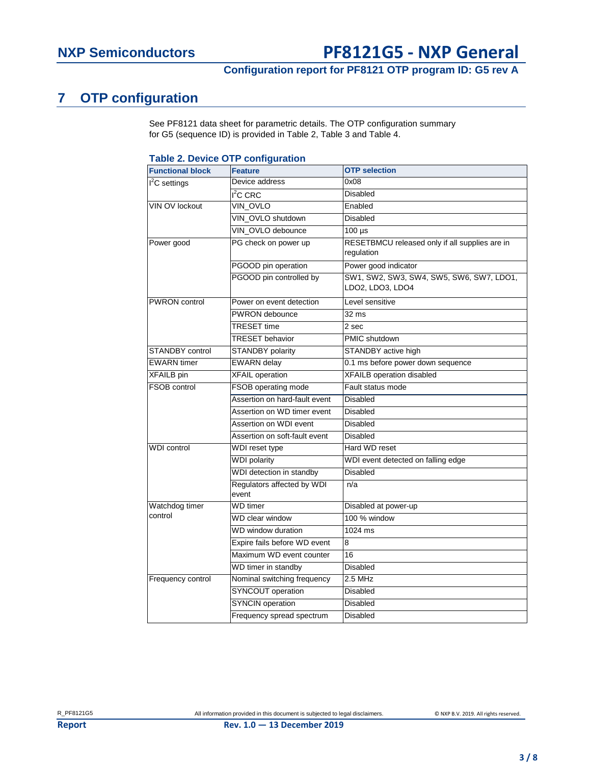# 7 OTP configuration

See PF8121 data sheet for parametric details. The OTP configuration summary for G5 (sequence ID) is provided in Table 2, Table 3 and Table 4.

**Table 2. Device OTP configuration**

| Functional block | Feature | OTP selection |
|---|---|---|
| $I^2C$ settings | Device address | 0x08 |
| | $I^2C$ CRC | Disabled |
| VIN OV lockout | VIN_OVLO | Enabled |
| | VIN_OVLO shutdown | Disabled |
| | VIN_OVLO debounce | 100 µs |
| Power good | PG check on power up | RESETBMCU released only if all supplies are in regulation |
| | PGOOD pin operation | Power good indicator |
| | PGOOD pin controlled by | SW1, SW2, SW3, SW4, SW5, SW6, SW7, LDO1, LDO2, LDO3, LDO4 |
| PWRON control | Power on event detection | Level sensitive |
| | PWRON debounce | 32 ms |
| | TRESET time | 2 sec |
| | TRESET behavior | PMIC shutdown |
| STANDBY control | STANDBY polarity | STANDBY active high |
| EWARN timer | EWARN delay | 0.1 ms before power down sequence |
| XFAILB pin | XFAIL operation | XFAILB operation disabled |
| FSOB control | FSOB operating mode | Fault status mode |
| | Assertion on hard-fault event | Disabled |
| | Assertion on WD timer event | Disabled |
| | Assertion on WDI event | Disabled |
| | Assertion on soft-fault event | Disabled |
| WDI control | WDI reset type | Hard WD reset |
| | WDI polarity | WDI event detected on falling edge |
| | WDI detection in standby | Disabled |
| | Regulators affected by WDI event | n/a |
| Watchdog timer control | WD timer | Disabled at power-up |
| | WD clear window | 100 % window |
| | WD window duration | 1024 ms |
| | Expire fails before WD event | 8 |
| | Maximum WD event counter | 16 |
| | WD timer in standby | Disabled |
| Frequency control | Nominal switching frequency | 2.5 MHz |
| | SYNCOUT operation | Disabled |
| | SYNCIN operation | Disabled |
| | Frequency spread spectrum | Disabled |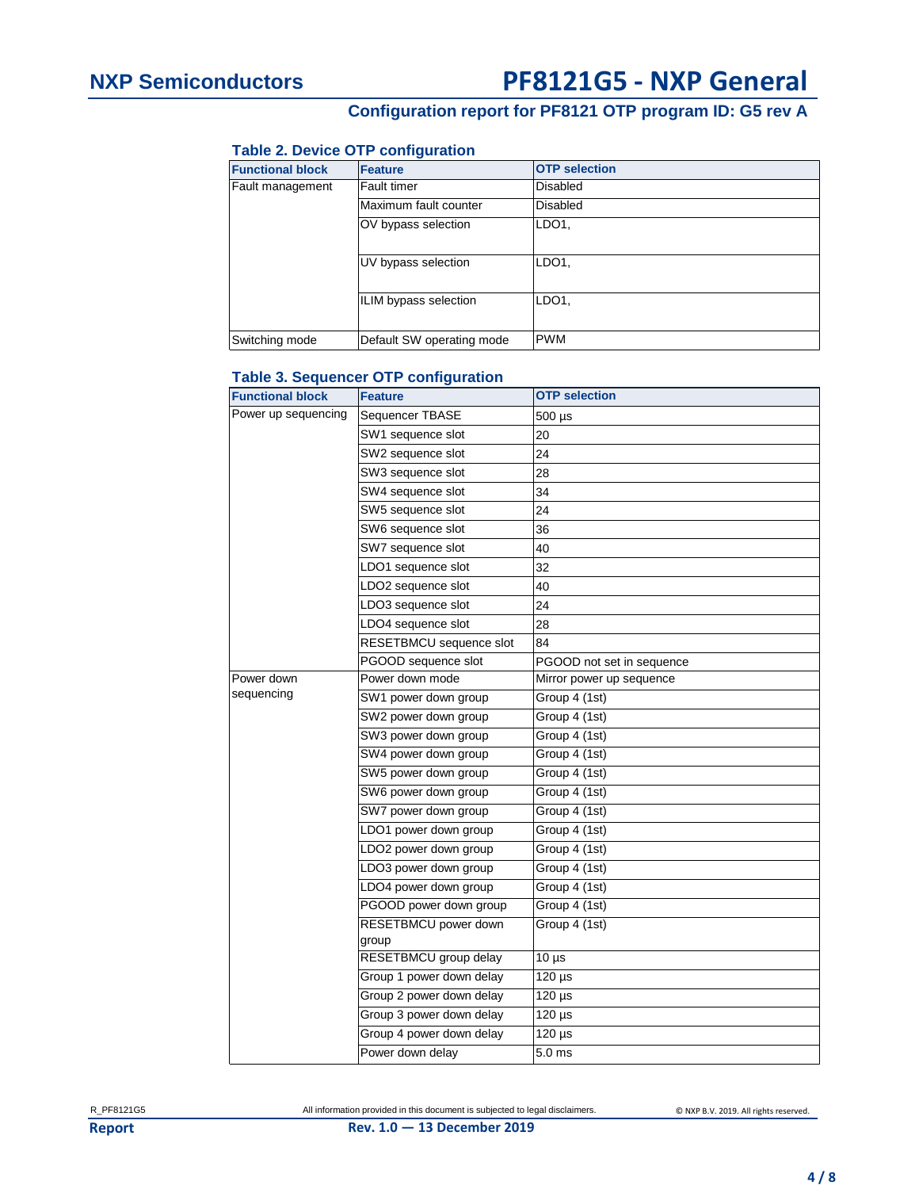**Table 2. Device OTP configuration**

| Functional block | Feature | OTP selection |
|---|---|---|
| Fault management | Fault timer | Disabled |
| | Maximum fault counter | Disabled |
| | OV bypass selection | LDO1, |
| | UV bypass selection | LDO1, |
| | ILIM bypass selection | LDO1, |
| Switching mode | Default SW operating mode | PWM |

**Table 3. Sequencer OTP configuration**

| Functional block | Feature | OTP selection |
|---|---|---|
| Power up sequencing | Sequencer TBASE | 500 µs |
| | SW1 sequence slot | 20 |
| | SW2 sequence slot | 24 |
| | SW3 sequence slot | 28 |
| | SW4 sequence slot | 34 |
| | SW5 sequence slot | 24 |
| | SW6 sequence slot | 36 |
| | SW7 sequence slot | 40 |
| | LDO1 sequence slot | 32 |
| | LDO2 sequence slot | 40 |
| | LDO3 sequence slot | 24 |
| | LDO4 sequence slot | 28 |
| | RESETBMCU sequence slot | 84 |
| | PGOOD sequence slot | PGOOD not set in sequence |
| Power down sequencing | Power down mode | Mirror power up sequence |
| | SW1 power down group | Group 4 (1st) |
| | SW2 power down group | Group 4 (1st) |
| | SW3 power down group | Group 4 (1st) |
| | SW4 power down group | Group 4 (1st) |
| | SW5 power down group | Group 4 (1st) |
| | SW6 power down group | Group 4 (1st) |
| | SW7 power down group | Group 4 (1st) |
| | LDO1 power down group | Group 4 (1st) |
| | LDO2 power down group | Group 4 (1st) |
| | LDO3 power down group | Group 4 (1st) |
| | LDO4 power down group | Group 4 (1st) |
| | PGOOD power down group | Group 4 (1st) |
| | RESETBMCU power down group | Group 4 (1st) |
| | RESETBMCU group delay | 10 µs |
| | Group 1 power down delay | 120 µs |
| | Group 2 power down delay | 120 µs |
| | Group 3 power down delay | 120 µs |
| | Group 4 power down delay | 120 µs |
| | Power down delay | 5.0 ms |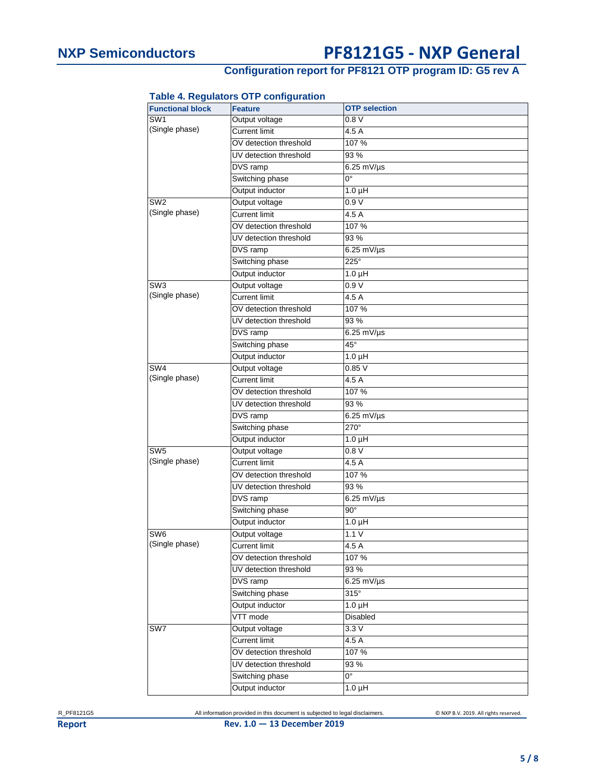**Table 4. Regulators OTP configuration**

| Functional block | Feature | OTP selection |
|---|---|---|
| SW1 (Single phase) | Output voltage | 0.8 V |
| | Current limit | 4.5 A |
| | OV detection threshold | 107 % |
| | UV detection threshold | 93 % |
| | DVS ramp | 6.25 mV/µs |
| | Switching phase | 0° |
| | Output inductor | 1.0 µH |
| SW2 (Single phase) | Output voltage | 0.9 V |
| | Current limit | 4.5 A |
| | OV detection threshold | 107 % |
| | UV detection threshold | 93 % |
| | DVS ramp | 6.25 mV/µs |
| | Switching phase | 225° |
| | Output inductor | 1.0 µH |
| SW3 (Single phase) | Output voltage | 0.9 V |
| | Current limit | 4.5 A |
| | OV detection threshold | 107 % |
| | UV detection threshold | 93 % |
| | DVS ramp | 6.25 mV/µs |
| | Switching phase | 45° |
| | Output inductor | 1.0 µH |
| SW4 (Single phase) | Output voltage | 0.85 V |
| | Current limit | 4.5 A |
| | OV detection threshold | 107 % |
| | UV detection threshold | 93 % |
| | DVS ramp | 6.25 mV/µs |
| | Switching phase | 270° |
| | Output inductor | 1.0 µH |
| SW5 (Single phase) | Output voltage | 0.8 V |
| | Current limit | 4.5 A |
| | OV detection threshold | 107 % |
| | UV detection threshold | 93 % |
| | DVS ramp | 6.25 mV/µs |
| | Switching phase | 90° |
| | Output inductor | 1.0 µH |
| SW6 (Single phase) | Output voltage | 1.1 V |
| | Current limit | 4.5 A |
| | OV detection threshold | 107 % |
| | UV detection threshold | 93 % |
| | DVS ramp | 6.25 mV/µs |
| | Switching phase | 315° |
| | Output inductor | 1.0 µH |
| | VTT mode | Disabled |
| SW7 | Output voltage | 3.3 V |
| | Current limit | 4.5 A |
| | OV detection threshold | 107 % |
| | UV detection threshold | 93 % |
| | Switching phase | 0° |
| | Output inductor | 1.0 µH |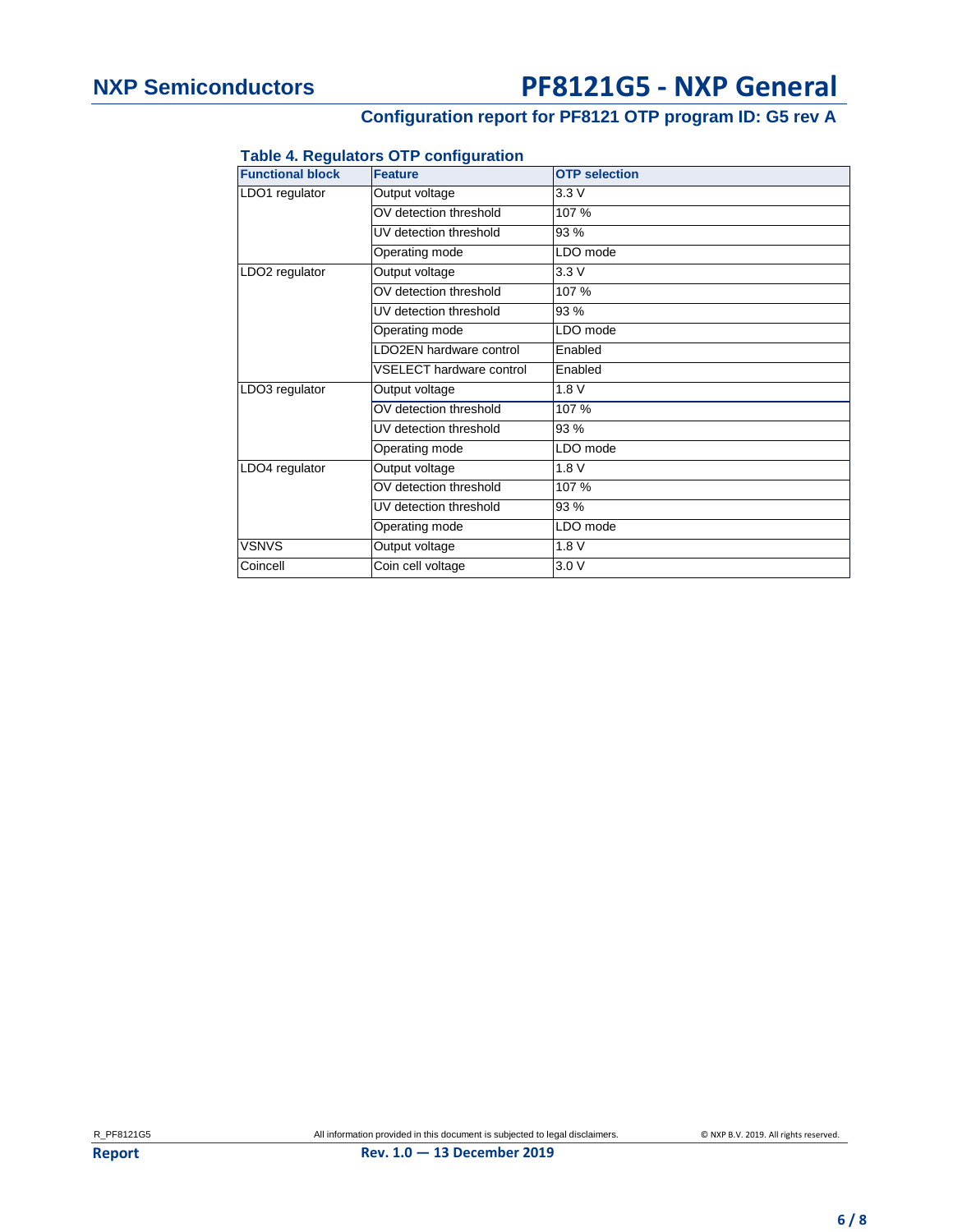**Table 4. Regulators OTP configuration**

| Functional block | Feature | OTP selection |
|---|---|---|
| LDO1 regulator | Output voltage | 3.3 V |
| | OV detection threshold | 107 % |
| | UV detection threshold | 93 % |
| | Operating mode | LDO mode |
| LDO2 regulator | Output voltage | 3.3 V |
| | OV detection threshold | 107 % |
| | UV detection threshold | 93 % |
| | Operating mode | LDO mode |
| | LDO2EN hardware control | Enabled |
| | VSELECT hardware control | Enabled |
| LDO3 regulator | Output voltage | 1.8 V |
| | OV detection threshold | 107 % |
| | UV detection threshold | 93 % |
| | Operating mode | LDO mode |
| LDO4 regulator | Output voltage | 1.8 V |
| | OV detection threshold | 107 % |
| | UV detection threshold | 93 % |
| | Operating mode | LDO mode |
| VSNVS | Output voltage | 1.8 V |
| Coincell | Coin cell voltage | 3.0 V |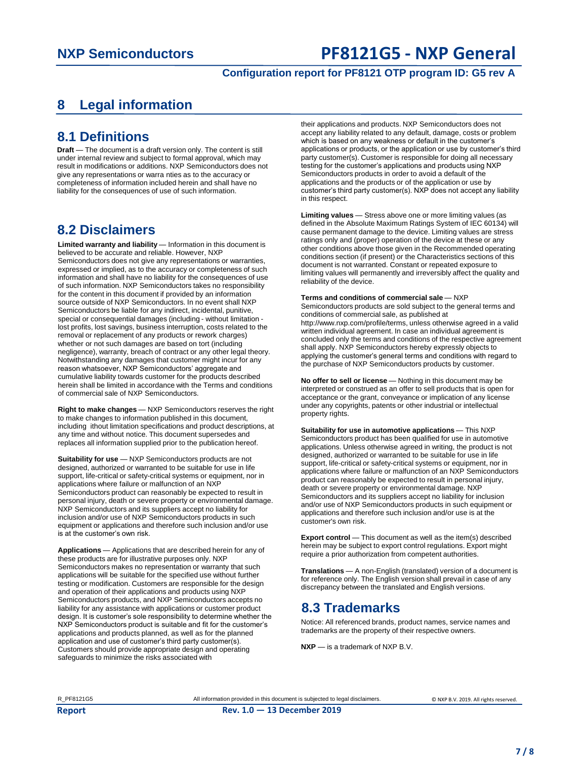# 8 Legal information

## 8.1 Definitions

**Draft** — The document is a draft version only. The content is still under internal review and subject to formal approval, which may result in modifications or additions. NXP Semiconductors does not give any representations or warra nties as to the accuracy or completeness of information included herein and shall have no liability for the consequences of use of such information.

## 8.2 Disclaimers

**Limited warranty and liability** — Information in this document is believed to be accurate and reliable. However, NXP Semiconductors does not give any representations or warranties, expressed or implied, as to the accuracy or completeness of such information and shall have no liability for the consequences of use of such information. NXP Semiconductors takes no responsibility for the content in this document if provided by an information source outside of NXP Semiconductors. In no event shall NXP Semiconductors be liable for any indirect, incidental, punitive, special or consequential damages (including - without limitation - lost profits, lost savings, business interruption, costs related to the removal or replacement of any products or rework charges) whether or not such damages are based on tort (including negligence), warranty, breach of contract or any other legal theory. Notwithstanding any damages that customer might incur for any reason whatsoever, NXP Semiconductors' aggregate and cumulative liability towards customer for the products described herein shall be limited in accordance with the Terms and conditions of commercial sale of NXP Semiconductors.

**Right to make changes** — NXP Semiconductors reserves the right to make changes to information published in this document, including ithout limitation specifications and product descriptions, at any time and without notice. This document supersedes and replaces all information supplied prior to the publication hereof.

**Suitability for use** — NXP Semiconductors products are not designed, authorized or warranted to be suitable for use in life support, life-critical or safety-critical systems or equipment, nor in applications where failure or malfunction of an NXP Semiconductors product can reasonably be expected to result in personal injury, death or severe property or environmental damage. NXP Semiconductors and its suppliers accept no liability for inclusion and/or use of NXP Semiconductors products in such equipment or applications and therefore such inclusion and/or use is at the customer's own risk.

**Applications** — Applications that are described herein for any of these products are for illustrative purposes only. NXP Semiconductors makes no representation or warranty that such applications will be suitable for the specified use without further testing or modification. Customers are responsible for the design and operation of their applications and products using NXP Semiconductors products, and NXP Semiconductors accepts no liability for any assistance with applications or customer product design. It is customer's sole responsibility to determine whether the NXP Semiconductors product is suitable and fit for the customer's applications and products planned, as well as for the planned application and use of customer's third party customer(s). Customers should provide appropriate design and operating safeguards to minimize the risks associated with their applications and products. NXP Semiconductors does not accept any liability related to any default, damage, costs or problem which is based on any weakness or default in the customer's applications or products, or the application or use by customer's third party customer(s). Customer is responsible for doing all necessary testing for the customer's applications and products using NXP Semiconductors products in order to avoid a default of the applications and the products or of the application or use by customer's third party customer(s). NXP does not accept any liability in this respect.

**Limiting values** — Stress above one or more limiting values (as defined in the Absolute Maximum Ratings System of IEC 60134) will cause permanent damage to the device. Limiting values are stress ratings only and (proper) operation of the device at these or any other conditions above those given in the Recommended operating conditions section (if present) or the Characteristics sections of this document is not warranted. Constant or repeated exposure to limiting values will permanently and irreversibly affect the quality and reliability of the device.

**Terms and conditions of commercial sale** — NXP Semiconductors products are sold subject to the general terms and conditions of commercial sale, as published at http://www.nxp.com/profile/terms, unless otherwise agreed in a valid written individual agreement. In case an individual agreement is concluded only the terms and conditions of the respective agreement shall apply. NXP Semiconductors hereby expressly objects to applying the customer's general terms and conditions with regard to the purchase of NXP Semiconductors products by customer.

**No offer to sell or license** — Nothing in this document may be interpreted or construed as an offer to sell products that is open for acceptance or the grant, conveyance or implication of any license under any copyrights, patents or other industrial or intellectual property rights.

**Suitability for use in automotive applications** — This NXP Semiconductors product has been qualified for use in automotive applications. Unless otherwise agreed in writing, the product is not designed, authorized or warranted to be suitable for use in life support, life-critical or safety-critical systems or equipment, nor in applications where failure or malfunction of an NXP Semiconductors product can reasonably be expected to result in personal injury, death or severe property or environmental damage. NXP Semiconductors and its suppliers accept no liability for inclusion and/or use of NXP Semiconductors products in such equipment or applications and therefore such inclusion and/or use is at the customer's own risk.

**Export control** — This document as well as the item(s) described herein may be subject to export control regulations. Export might require a prior authorization from competent authorities.

**Translations** — A non-English (translated) version of a document is for reference only. The English version shall prevail in case of any discrepancy between the translated and English versions.

## 8.3 Trademarks

Notice: All referenced brands, product names, service names and trademarks are the property of their respective owners.

**NXP** — is a trademark of NXP B.V.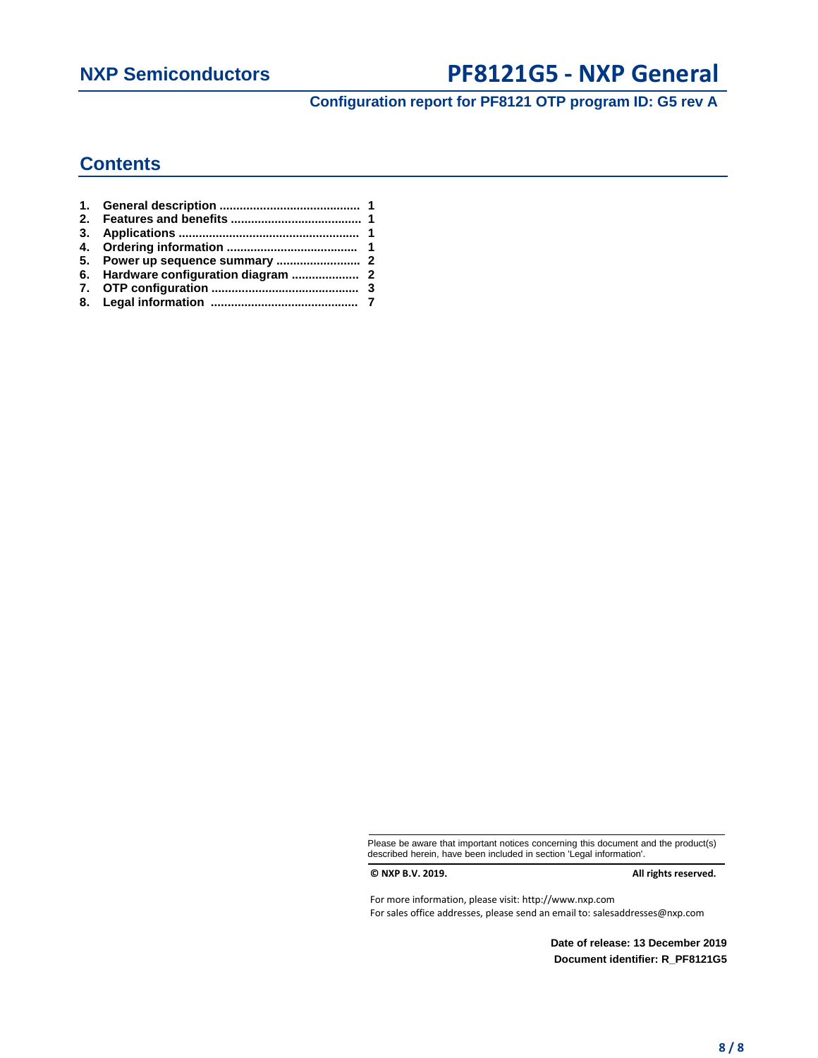## Contents

1. General description ......................................... 1
2. Features and benefits ...................................... 1
3. Applications .................................................... 1
4. Ordering information ...................................... 1
5. Power up sequence summary ......................... 2
6. Hardware configuration diagram .................... 2
7. OTP configuration ........................................... 3
8. Legal information ........................................... 7

Please be aware that important notices concerning this document and the product(s) described herein, have been included in section 'Legal information'.

**© NXP B.V. 2019.** **All rights reserved.**

For more information, please visit: http://www.nxp.com
For sales office addresses, please send an email to: salesaddresses@nxp.com

**Date of release: 13 December 2019**
**Document identifier: R_PF8121G5**